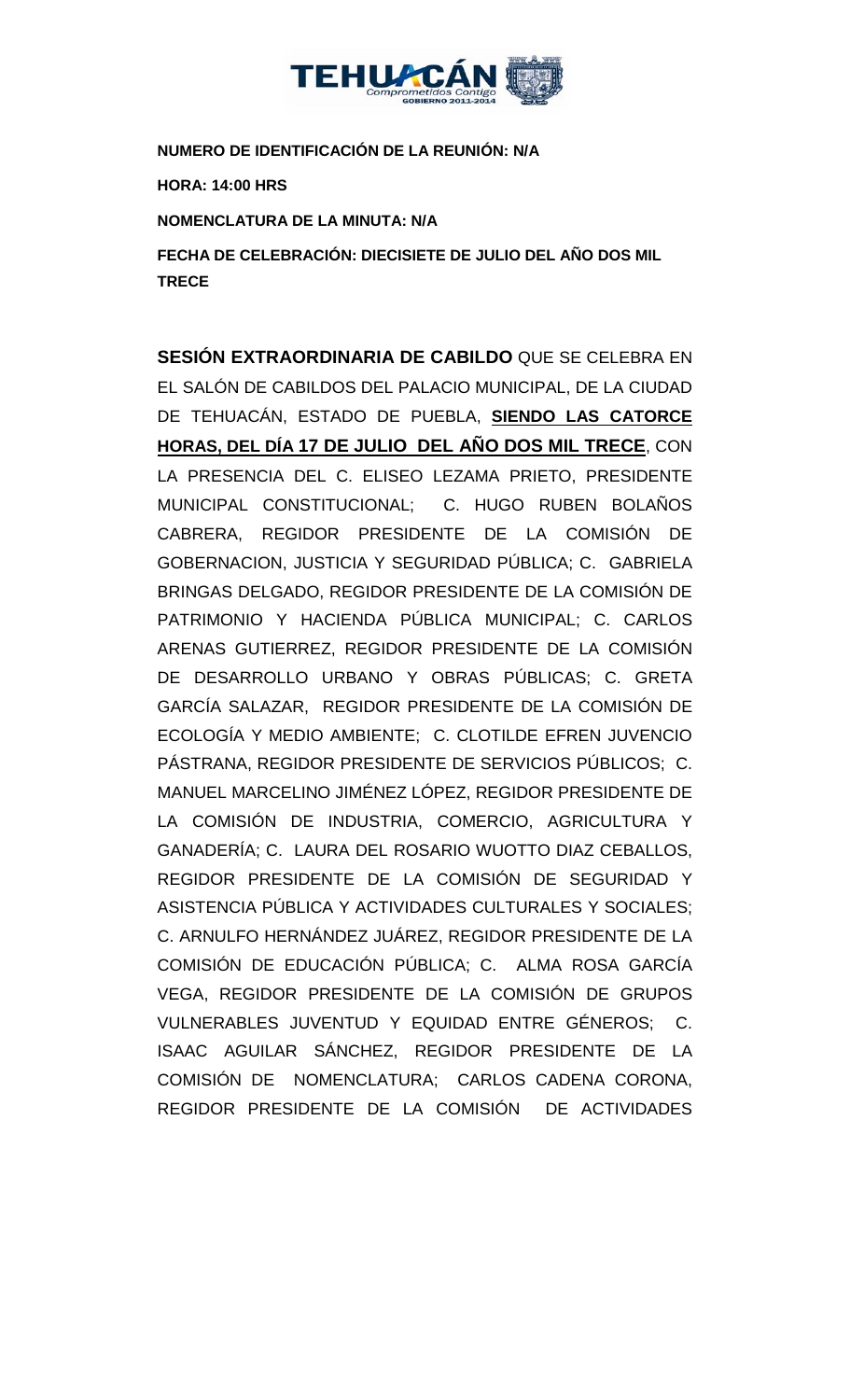**NUMERO DE IDENTIFICACIÓN DE LA REUNIÓN: N/A**

**HORA: 14:00 HRS**

**NOMENCLATURA DE LA MINUTA: N/A**

**FECHA DE CELEBRACIÓN: DIECISIETE DE JULIO DEL AÑO DOS MIL TRECE**

**SESIÓN EXTRAORDINARIA DE CABILDO** QUE SE CELEBRA EN EL SALÓN DE CABILDOS DEL PALACIO MUNICIPAL, DE LA CIUDAD DE TEHUACÁN, ESTADO DE PUEBLA, **SIENDO LAS CATORCE HORAS, DEL DÍA 17 DE JULIO DEL AÑO DOS MIL TRECE**, CON LA PRESENCIA DEL C. ELISEO LEZAMA PRIETO, PRESIDENTE MUNICIPAL CONSTITUCIONAL; C. HUGO RUBEN BOLAÑOS CABRERA, REGIDOR PRESIDENTE DE LA COMISIÓN DE GOBERNACION, JUSTICIA Y SEGURIDAD PÚBLICA; C. GABRIELA BRINGAS DELGADO, REGIDOR PRESIDENTE DE LA COMISIÓN DE PATRIMONIO Y HACIENDA PÚBLICA MUNICIPAL; C. CARLOS ARENAS GUTIERREZ, REGIDOR PRESIDENTE DE LA COMISIÓN DE DESARROLLO URBANO Y OBRAS PÚBLICAS; C. GRETA GARCÍA SALAZAR, REGIDOR PRESIDENTE DE LA COMISIÓN DE ECOLOGÍA Y MEDIO AMBIENTE; C. CLOTILDE EFREN JUVENCIO PÁSTRANA, REGIDOR PRESIDENTE DE SERVICIOS PÚBLICOS; C. MANUEL MARCELINO JIMÉNEZ LÓPEZ, REGIDOR PRESIDENTE DE LA COMISIÓN DE INDUSTRIA, COMERCIO, AGRICULTURA Y GANADERÍA; C. LAURA DEL ROSARIO WUOTTO DIAZ CEBALLOS, REGIDOR PRESIDENTE DE LA COMISIÓN DE SEGURIDAD Y ASISTENCIA PÚBLICA Y ACTIVIDADES CULTURALES Y SOCIALES; C. ARNULFO HERNÁNDEZ JUÁREZ, REGIDOR PRESIDENTE DE LA COMISIÓN DE EDUCACIÓN PÚBLICA; C. ALMA ROSA GARCÍA VEGA, REGIDOR PRESIDENTE DE LA COMISIÓN DE GRUPOS VULNERABLES JUVENTUD Y EQUIDAD ENTRE GÉNEROS; C. ISAAC AGUILAR SÁNCHEZ, REGIDOR PRESIDENTE DE LA COMISIÓN DE NOMENCLATURA; CARLOS CADENA CORONA, REGIDOR PRESIDENTE DE LA COMISIÓN DE ACTIVIDADES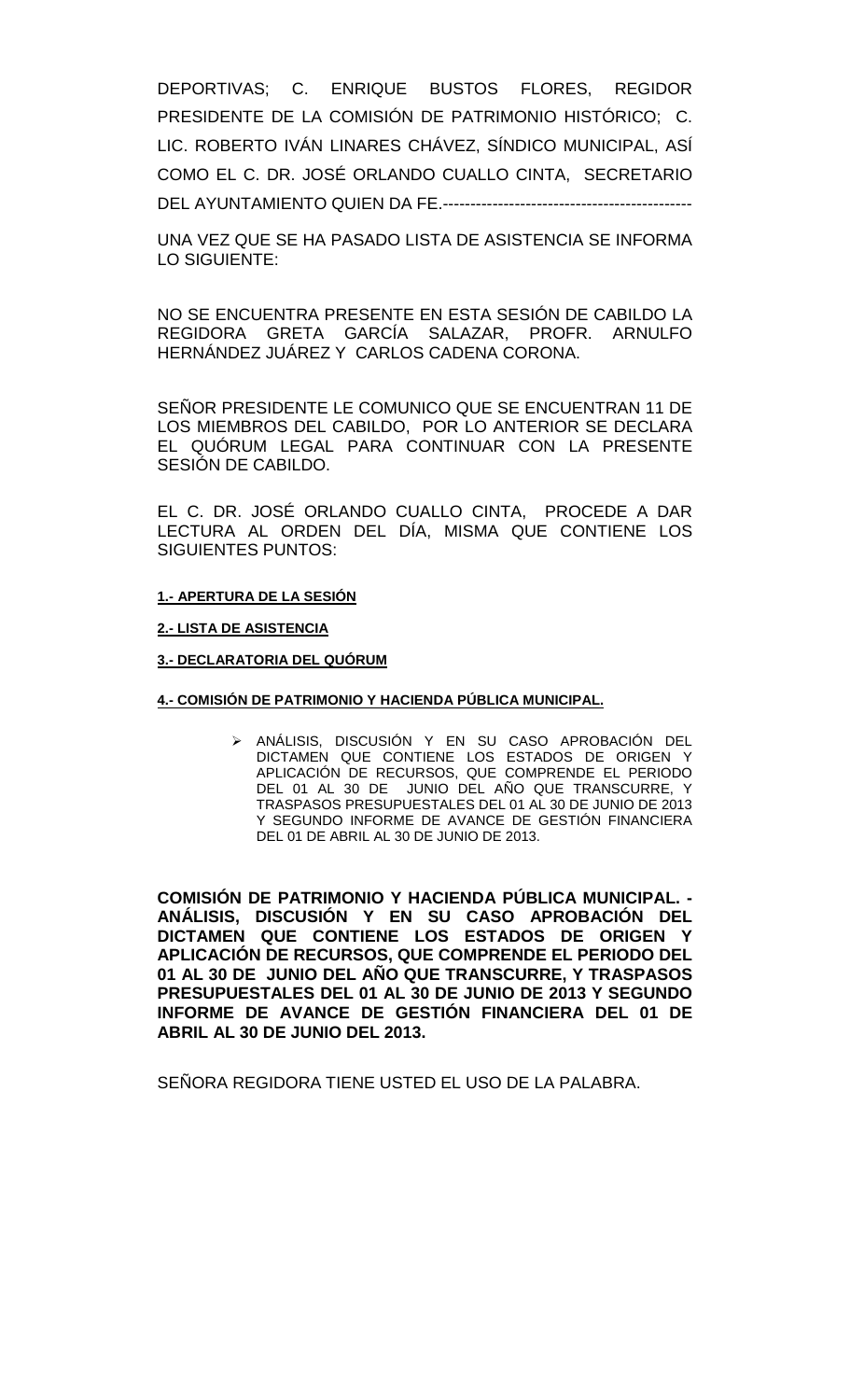DEPORTIVAS; C. ENRIQUE BUSTOS FLORES, REGIDOR PRESIDENTE DE LA COMISIÓN DE PATRIMONIO HISTÓRICO; C. LIC. ROBERTO IVÁN LINARES CHÁVEZ, SÍNDICO MUNICIPAL, ASÍ COMO EL C. DR. JOSÉ ORLANDO CUALLO CINTA, SECRETARIO DEL AYUNTAMIENTO QUIEN DA FE.---------------------------------------------

UNA VEZ QUE SE HA PASADO LISTA DE ASISTENCIA SE INFORMA LO SIGUIENTE:

NO SE ENCUENTRA PRESENTE EN ESTA SESIÓN DE CABILDO LA REGIDORA GRETA GARCÍA SALAZAR, PROFR. ARNULFO HERNÁNDEZ JUÁREZ Y CARLOS CADENA CORONA.

SEÑOR PRESIDENTE LE COMUNICO QUE SE ENCUENTRAN 11 DE LOS MIEMBROS DEL CABILDO, POR LO ANTERIOR SE DECLARA EL QUÓRUM LEGAL PARA CONTINUAR CON LA PRESENTE SESIÓN DE CABILDO.

EL C. DR. JOSÉ ORLANDO CUALLO CINTA, PROCEDE A DAR LECTURA AL ORDEN DEL DÍA, MISMA QUE CONTIENE LOS SIGUIENTES PUNTOS:

**1.- APERTURA DE LA SESIÓN**

**2.- LISTA DE ASISTENCIA**

**3.- DECLARATORIA DEL QUÓRUM**

**4.- COMISIÓN DE PATRIMONIO Y HACIENDA PÚBLICA MUNICIPAL.**

- ANÁLISIS, DISCUSIÓN Y EN SU CASO APROBACIÓN DEL DICTAMEN QUE CONTIENE LOS ESTADOS DE ORIGEN Y APLICACIÓN DE RECURSOS, QUE COMPRENDE EL PERIODO DEL 01 AL 30 DE JUNIO DEL AÑO QUE TRANSCURRE, Y TRASPASOS PRESUPUESTALES DEL 01 AL 30 DE JUNIO DE 2013 Y SEGUNDO INFORME DE AVANCE DE GESTIÓN FINANCIERA DEL 01 DE ABRIL AL 30 DE JUNIO DE 2013.

**COMISIÓN DE PATRIMONIO Y HACIENDA PÚBLICA MUNICIPAL. - ANÁLISIS, DISCUSIÓN Y EN SU CASO APROBACIÓN DEL DICTAMEN QUE CONTIENE LOS ESTADOS DE ORIGEN Y APLICACIÓN DE RECURSOS, QUE COMPRENDE EL PERIODO DEL 01 AL 30 DE JUNIO DEL AÑO QUE TRANSCURRE, Y TRASPASOS PRESUPUESTALES DEL 01 AL 30 DE JUNIO DE 2013 Y SEGUNDO INFORME DE AVANCE DE GESTIÓN FINANCIERA DEL 01 DE ABRIL AL 30 DE JUNIO DEL 2013.**

SEÑORA REGIDORA TIENE USTED EL USO DE LA PALABRA.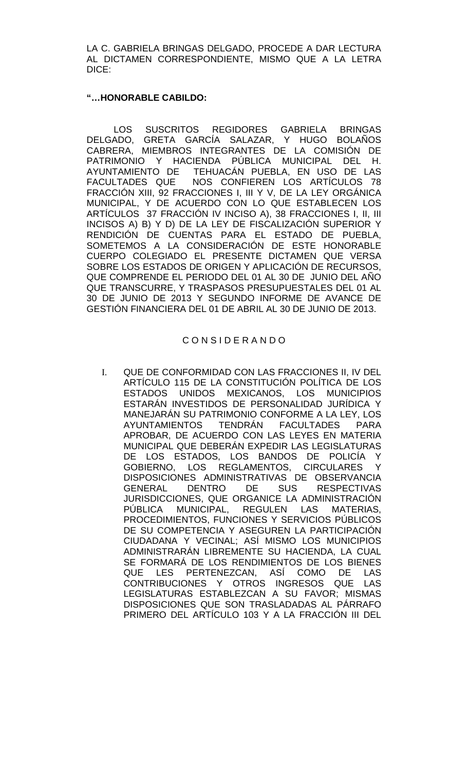LA C. GABRIELA BRINGAS DELGADO, PROCEDE A DAR LECTURA AL DICTAMEN CORRESPONDIENTE, MISMO QUE A LA LETRA DICE:

**"…HONORABLE CABILDO:**

LOS SUSCRITOS REGIDORES GABRIELA BRINGAS DELGADO, GRETA GARCÍA SALAZAR, Y HUGO BOLAÑOS CABRERA, MIEMBROS INTEGRANTES DE LA COMISIÓN DE PATRIMONIO Y HACIENDA PÚBLICA MUNICIPAL DEL H. AYUNTAMIENTO DE TEHUACÁN PUEBLA, EN USO DE LAS FACULTADES QUE NOS CONFIEREN LOS ARTÍCULOS 78 FRACCIÓN XIII, 92 FRACCIONES I, III Y V, DE LA LEY ORGÁNICA MUNICIPAL, Y DE ACUERDO CON LO QUE ESTABLECEN LOS ARTÍCULOS 37 FRACCIÓN IV INCISO A), 38 FRACCIONES I, II, III INCISOS A) B) Y D) DE LA LEY DE FISCALIZACIÓN SUPERIOR Y RENDICIÓN DE CUENTAS PARA EL ESTADO DE PUEBLA, SOMETEMOS A LA CONSIDERACIÓN DE ESTE HONORABLE CUERPO COLEGIADO EL PRESENTE DICTAMEN QUE VERSA SOBRE LOS ESTADOS DE ORIGEN Y APLICACIÓN DE RECURSOS, QUE COMPRENDE EL PERIODO DEL 01 AL 30 DE JUNIO DEL AÑO QUE TRANSCURRE, Y TRASPASOS PRESUPUESTALES DEL 01 AL 30 DE JUNIO DE 2013 Y SEGUNDO INFORME DE AVANCE DE GESTIÓN FINANCIERA DEL 01 DE ABRIL AL 30 DE JUNIO DE 2013.

C O N S I D E R A N D O

I. QUE DE CONFORMIDAD CON LAS FRACCIONES II, IV DEL ARTÍCULO 115 DE LA CONSTITUCIÓN POLÍTICA DE LOS ESTADOS UNIDOS MEXICANOS, LOS MUNICIPIOS ESTARÁN INVESTIDOS DE PERSONALIDAD JURÍDICA Y MANEJARÁN SU PATRIMONIO CONFORME A LA LEY, LOS AYUNTAMIENTOS TENDRÁN FACULTADES PARA APROBAR, DE ACUERDO CON LAS LEYES EN MATERIA MUNICIPAL QUE DEBERÁN EXPEDIR LAS LEGISLATURAS DE LOS ESTADOS, LOS BANDOS DE POLICÍA Y GOBIERNO, LOS REGLAMENTOS, CIRCULARES Y DISPOSICIONES ADMINISTRATIVAS DE OBSERVANCIA GENERAL DENTRO DE SUS RESPECTIVAS JURISDICCIONES, QUE ORGANICE LA ADMINISTRACIÓN PÚBLICA MUNICIPAL, REGULEN LAS MATERIAS, PROCEDIMIENTOS, FUNCIONES Y SERVICIOS PÚBLICOS DE SU COMPETENCIA Y ASEGUREN LA PARTICIPACIÓN CIUDADANA Y VECINAL; ASÍ MISMO LOS MUNICIPIOS ADMINISTRARÁN LIBREMENTE SU HACIENDA, LA CUAL SE FORMARÁ DE LOS RENDIMIENTOS DE LOS BIENES QUE LES PERTENEZCAN, ASÍ COMO DE LAS CONTRIBUCIONES Y OTROS INGRESOS QUE LAS LEGISLATURAS ESTABLEZCAN A SU FAVOR; MISMAS DISPOSICIONES QUE SON TRASLADADAS AL PÁRRAFO PRIMERO DEL ARTÍCULO 103 Y A LA FRACCIÓN III DEL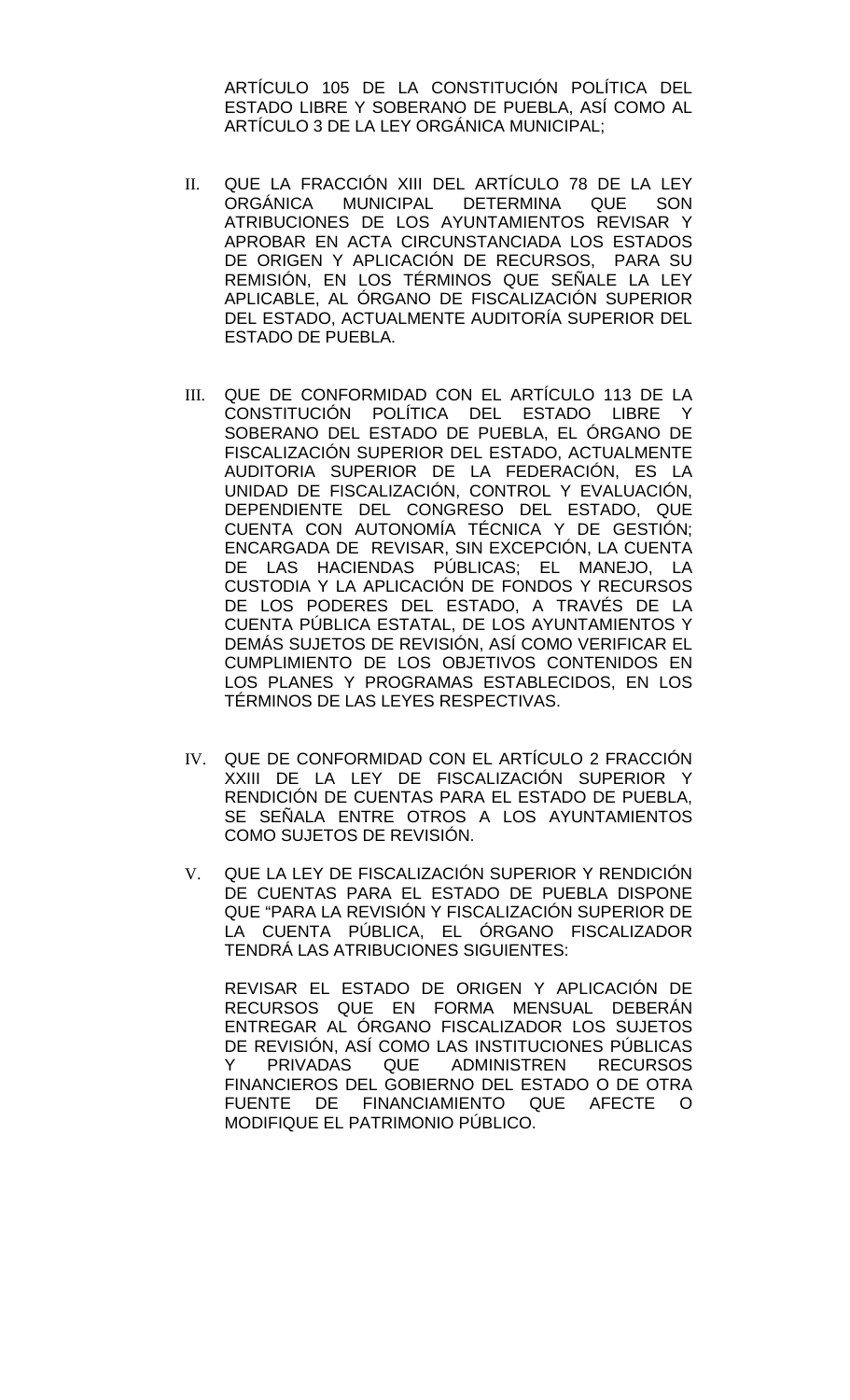ARTÍCULO 105 DE LA CONSTITUCIÓN POLÍTICA DEL ESTADO LIBRE Y SOBERANO DE PUEBLA, ASÍ COMO AL ARTÍCULO 3 DE LA LEY ORGÁNICA MUNICIPAL;

II. QUE LA FRACCIÓN XIII DEL ARTÍCULO 78 DE LA LEY ORGÁNICA MUNICIPAL DETERMINA QUE SON ATRIBUCIONES DE LOS AYUNTAMIENTOS REVISAR Y APROBAR EN ACTA CIRCUNSTANCIADA LOS ESTADOS DE ORIGEN Y APLICACIÓN DE RECURSOS, PARA SU REMISIÓN, EN LOS TÉRMINOS QUE SEÑALE LA LEY APLICABLE, AL ÓRGANO DE FISCALIZACIÓN SUPERIOR DEL ESTADO, ACTUALMENTE AUDITORÍA SUPERIOR DEL ESTADO DE PUEBLA.

III. QUE DE CONFORMIDAD CON EL ARTÍCULO 113 DE LA CONSTITUCIÓN POLÍTICA DEL ESTADO LIBRE Y SOBERANO DEL ESTADO DE PUEBLA, EL ÓRGANO DE FISCALIZACIÓN SUPERIOR DEL ESTADO, ACTUALMENTE AUDITORIA SUPERIOR DE LA FEDERACIÓN, ES LA UNIDAD DE FISCALIZACIÓN, CONTROL Y EVALUACIÓN, DEPENDIENTE DEL CONGRESO DEL ESTADO, QUE CUENTA CON AUTONOMÍA TÉCNICA Y DE GESTIÓN; ENCARGADA DE REVISAR, SIN EXCEPCIÓN, LA CUENTA DE LAS HACIENDAS PÚBLICAS; EL MANEJO, LA CUSTODIA Y LA APLICACIÓN DE FONDOS Y RECURSOS DE LOS PODERES DEL ESTADO, A TRAVÉS DE LA CUENTA PÚBLICA ESTATAL, DE LOS AYUNTAMIENTOS Y DEMÁS SUJETOS DE REVISIÓN, ASÍ COMO VERIFICAR EL CUMPLIMIENTO DE LOS OBJETIVOS CONTENIDOS EN LOS PLANES Y PROGRAMAS ESTABLECIDOS, EN LOS TÉRMINOS DE LAS LEYES RESPECTIVAS.

IV. QUE DE CONFORMIDAD CON EL ARTÍCULO 2 FRACCIÓN XXIII DE LA LEY DE FISCALIZACIÓN SUPERIOR Y RENDICIÓN DE CUENTAS PARA EL ESTADO DE PUEBLA, SE SEÑALA ENTRE OTROS A LOS AYUNTAMIENTOS COMO SUJETOS DE REVISIÓN.

V. QUE LA LEY DE FISCALIZACIÓN SUPERIOR Y RENDICIÓN DE CUENTAS PARA EL ESTADO DE PUEBLA DISPONE QUE "PARA LA REVISIÓN Y FISCALIZACIÓN SUPERIOR DE LA CUENTA PÚBLICA, EL ÓRGANO FISCALIZADOR TENDRÁ LAS ATRIBUCIONES SIGUIENTES:

REVISAR EL ESTADO DE ORIGEN Y APLICACIÓN DE RECURSOS QUE EN FORMA MENSUAL DEBERÁN ENTREGAR AL ÓRGANO FISCALIZADOR LOS SUJETOS DE REVISIÓN, ASÍ COMO LAS INSTITUCIONES PÚBLICAS Y PRIVADAS QUE ADMINISTREN RECURSOS FINANCIEROS DEL GOBIERNO DEL ESTADO O DE OTRA FUENTE DE FINANCIAMIENTO QUE AFECTE O MODIFIQUE EL PATRIMONIO PÚBLICO.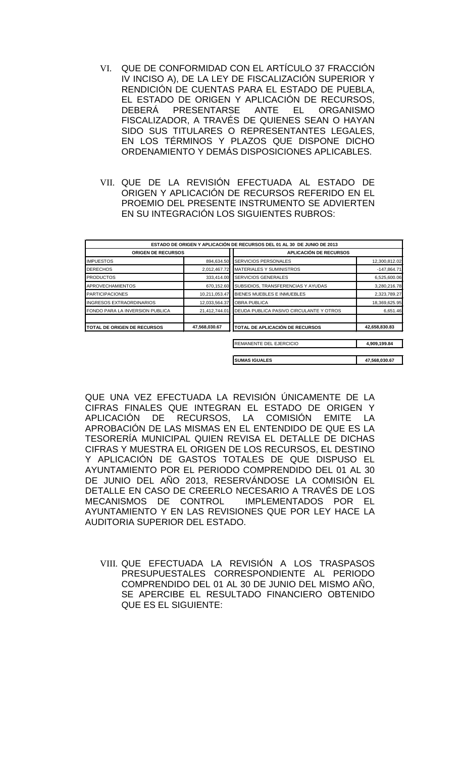VI. QUE DE CONFORMIDAD CON EL ARTÍCULO 37 FRACCIÓN IV INCISO A), DE LA LEY DE FISCALIZACIÓN SUPERIOR Y RENDICIÓN DE CUENTAS PARA EL ESTADO DE PUEBLA, EL ESTADO DE ORIGEN Y APLICACIÓN DE RECURSOS, DEBERÁ PRESENTARSE ANTE EL ORGANISMO FISCALIZADOR, A TRAVÉS DE QUIENES SEAN O HAYAN SIDO SUS TITULARES O REPRESENTANTES LEGALES, EN LOS TÉRMINOS Y PLAZOS QUE DISPONE DICHO ORDENAMIENTO Y DEMÁS DISPOSICIONES APLICABLES.

VII. QUE DE LA REVISIÓN EFECTUADA AL ESTADO DE ORIGEN Y APLICACIÓN DE RECURSOS REFERIDO EN EL PROEMIO DEL PRESENTE INSTRUMENTO SE ADVIERTEN EN SU INTEGRACIÓN LOS SIGUIENTES RUBROS:

| ESTADO DE ORIGEN Y APLICACIÓN DE RECURSOS DEL 01 AL 30 DE JUNIO DE 2013 | | | |
|---|---|---|---|
| **ORIGEN DE RECURSOS** | | **APLICACIÓN DE RECURSOS** | |
| IMPUESTOS | 894,634.50 | SERVICIOS PERSONALES | 12,300,812.02 |
| DERECHOS | 2,012,467.72 | MATERIALES Y SUMINISTROS | -147,864.71 |
| PRODUCTOS | 333,414.00 | SERVICIOS GENERALES | 6,525,600.06 |
| APROVECHAMIENTOS | 670,152.60 | SUBSIDIOS, TRANSFERENCIAS Y AYUDAS | 3,280,216.78 |
| PARTICIPACIONES | 10,211,053.47 | BIENES MUEBLES E INMUEBLES | 2,323,789.27 |
| INGRESOS EXTRAORDINARIOS | 12,033,564.37 | OBRA PUBLICA | 18,369,625.95 |
| FONDO PARA LA INVERSION PUBLICA | 21,412,744.01 | DEUDA PUBLICA PASIVO CIRCULANTE Y OTROS | 6,651.46 |
| **TOTAL DE ORIGEN DE RECURSOS** | **47,568,030.67** | **TOTAL DE APLICACIÓN DE RECURSOS** | **42,658,830.83** |
| | | REMANENTE DEL EJERCICIO | **4,909,199.84** |
| | | **SUMAS IGUALES** | **47,568,030.67** |

QUE UNA VEZ EFECTUADA LA REVISIÓN ÚNICAMENTE DE LA CIFRAS FINALES QUE INTEGRAN EL ESTADO DE ORIGEN Y APLICACIÓN DE RECURSOS, LA COMISIÓN EMITE LA APROBACIÓN DE LAS MISMAS EN EL ENTENDIDO DE QUE ES LA TESORERÍA MUNICIPAL QUIEN REVISA EL DETALLE DE DICHAS CIFRAS Y MUESTRA EL ORIGEN DE LOS RECURSOS, EL DESTINO Y APLICACIÓN DE GASTOS TOTALES DE QUE DISPUSO EL AYUNTAMIENTO POR EL PERIODO COMPRENDIDO DEL 01 AL 30 DE JUNIO DEL AÑO 2013, RESERVÁNDOSE LA COMISIÓN EL DETALLE EN CASO DE CREERLO NECESARIO A TRAVÉS DE LOS MECANISMOS DE CONTROL IMPLEMENTADOS POR EL AYUNTAMIENTO Y EN LAS REVISIONES QUE POR LEY HACE LA AUDITORIA SUPERIOR DEL ESTADO.

VIII. QUE EFECTUADA LA REVISIÓN A LOS TRASPASOS PRESUPUESTALES CORRESPONDIENTE AL PERIODO COMPRENDIDO DEL 01 AL 30 DE JUNIO DEL MISMO AÑO, SE APERCIBE EL RESULTADO FINANCIERO OBTENIDO QUE ES EL SIGUIENTE: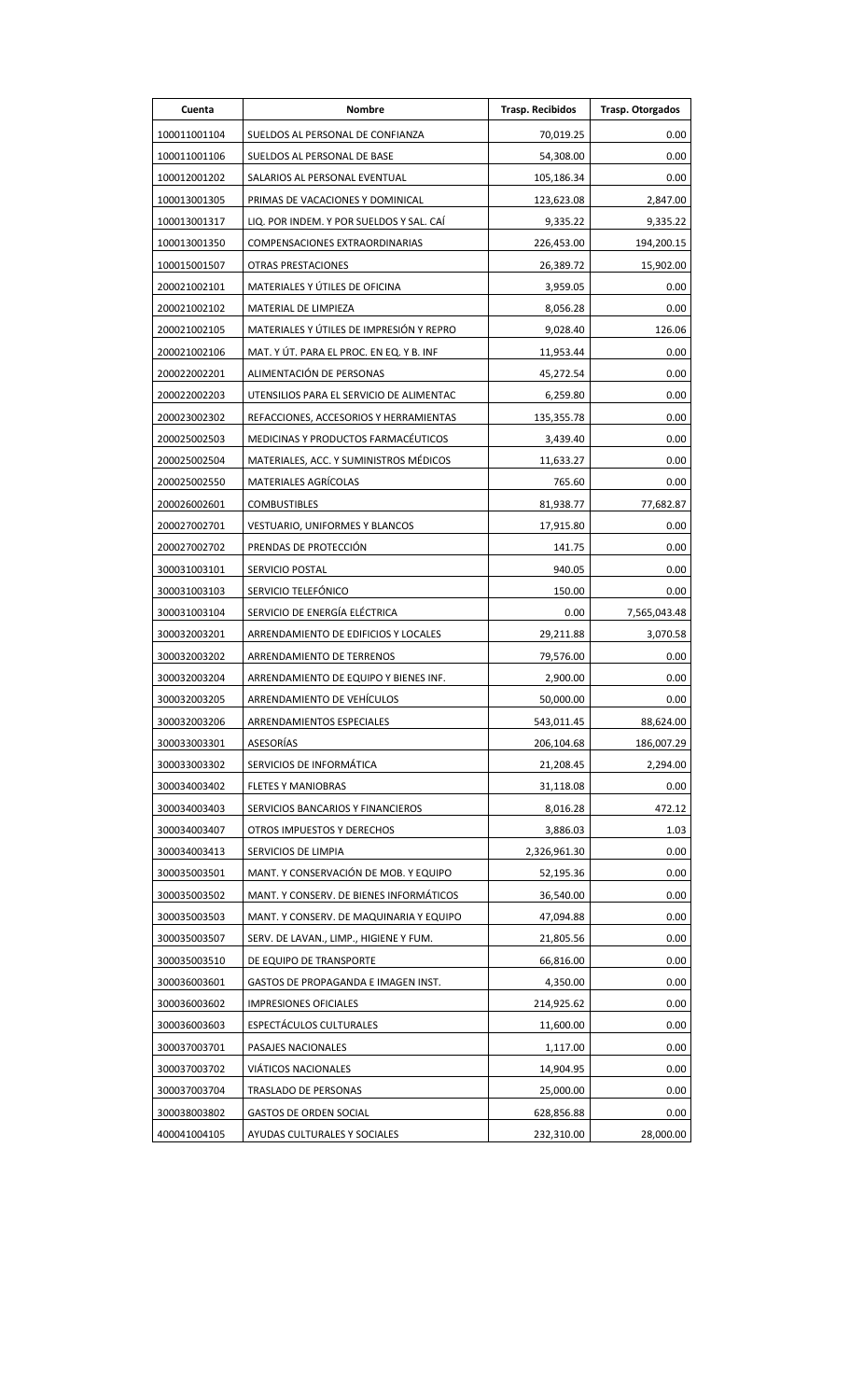| Cuenta | Nombre | Trasp. Recibidos | Trasp. Otorgados |
|---|---|---|---|
| 100011001104 | SUELDOS AL PERSONAL DE CONFIANZA | 70,019.25 | 0.00 |
| 100011001106 | SUELDOS AL PERSONAL DE BASE | 54,308.00 | 0.00 |
| 100012001202 | SALARIOS AL PERSONAL EVENTUAL | 105,186.34 | 0.00 |
| 100013001305 | PRIMAS DE VACACIONES Y DOMINICAL | 123,623.08 | 2,847.00 |
| 100013001317 | LIQ. POR INDEM. Y POR SUELDOS Y SAL. CAÍ | 9,335.22 | 9,335.22 |
| 100013001350 | COMPENSACIONES EXTRAORDINARIAS | 226,453.00 | 194,200.15 |
| 100015001507 | OTRAS PRESTACIONES | 26,389.72 | 15,902.00 |
| 200021002101 | MATERIALES Y ÚTILES DE OFICINA | 3,959.05 | 0.00 |
| 200021002102 | MATERIAL DE LIMPIEZA | 8,056.28 | 0.00 |
| 200021002105 | MATERIALES Y ÚTILES DE IMPRESIÓN Y REPRO | 9,028.40 | 126.06 |
| 200021002106 | MAT. Y ÚT. PARA EL PROC. EN EQ. Y B. INF | 11,953.44 | 0.00 |
| 200022002201 | ALIMENTACIÓN DE PERSONAS | 45,272.54 | 0.00 |
| 200022002203 | UTENSILIOS PARA EL SERVICIO DE ALIMENTAC | 6,259.80 | 0.00 |
| 200023002302 | REFACCIONES, ACCESORIOS Y HERRAMIENTAS | 135,355.78 | 0.00 |
| 200025002503 | MEDICINAS Y PRODUCTOS FARMACÉUTICOS | 3,439.40 | 0.00 |
| 200025002504 | MATERIALES, ACC. Y SUMINISTROS MÉDICOS | 11,633.27 | 0.00 |
| 200025002550 | MATERIALES AGRÍCOLAS | 765.60 | 0.00 |
| 200026002601 | COMBUSTIBLES | 81,938.77 | 77,682.87 |
| 200027002701 | VESTUARIO, UNIFORMES Y BLANCOS | 17,915.80 | 0.00 |
| 200027002702 | PRENDAS DE PROTECCIÓN | 141.75 | 0.00 |
| 300031003101 | SERVICIO POSTAL | 940.05 | 0.00 |
| 300031003103 | SERVICIO TELEFÓNICO | 150.00 | 0.00 |
| 300031003104 | SERVICIO DE ENERGÍA ELÉCTRICA | 0.00 | 7,565,043.48 |
| 300032003201 | ARRENDAMIENTO DE EDIFICIOS Y LOCALES | 29,211.88 | 3,070.58 |
| 300032003202 | ARRENDAMIENTO DE TERRENOS | 79,576.00 | 0.00 |
| 300032003204 | ARRENDAMIENTO DE EQUIPO Y BIENES INF. | 2,900.00 | 0.00 |
| 300032003205 | ARRENDAMIENTO DE VEHÍCULOS | 50,000.00 | 0.00 |
| 300032003206 | ARRENDAMIENTOS ESPECIALES | 543,011.45 | 88,624.00 |
| 300033003301 | ASESORÍAS | 206,104.68 | 186,007.29 |
| 300033003302 | SERVICIOS DE INFORMÁTICA | 21,208.45 | 2,294.00 |
| 300034003402 | FLETES Y MANIOBRAS | 31,118.08 | 0.00 |
| 300034003403 | SERVICIOS BANCARIOS Y FINANCIEROS | 8,016.28 | 472.12 |
| 300034003407 | OTROS IMPUESTOS Y DERECHOS | 3,886.03 | 1.03 |
| 300034003413 | SERVICIOS DE LIMPIA | 2,326,961.30 | 0.00 |
| 300035003501 | MANT. Y CONSERVACIÓN DE MOB. Y EQUIPO | 52,195.36 | 0.00 |
| 300035003502 | MANT. Y CONSERV. DE BIENES INFORMÁTICOS | 36,540.00 | 0.00 |
| 300035003503 | MANT. Y CONSERV. DE MAQUINARIA Y EQUIPO | 47,094.88 | 0.00 |
| 300035003507 | SERV. DE LAVAN., LIMP., HIGIENE Y FUM. | 21,805.56 | 0.00 |
| 300035003510 | DE EQUIPO DE TRANSPORTE | 66,816.00 | 0.00 |
| 300036003601 | GASTOS DE PROPAGANDA E IMAGEN INST. | 4,350.00 | 0.00 |
| 300036003602 | IMPRESIONES OFICIALES | 214,925.62 | 0.00 |
| 300036003603 | ESPECTÁCULOS CULTURALES | 11,600.00 | 0.00 |
| 300037003701 | PASAJES NACIONALES | 1,117.00 | 0.00 |
| 300037003702 | VIÁTICOS NACIONALES | 14,904.95 | 0.00 |
| 300037003704 | TRASLADO DE PERSONAS | 25,000.00 | 0.00 |
| 300038003802 | GASTOS DE ORDEN SOCIAL | 628,856.88 | 0.00 |
| 400041004105 | AYUDAS CULTURALES Y SOCIALES | 232,310.00 | 28,000.00 |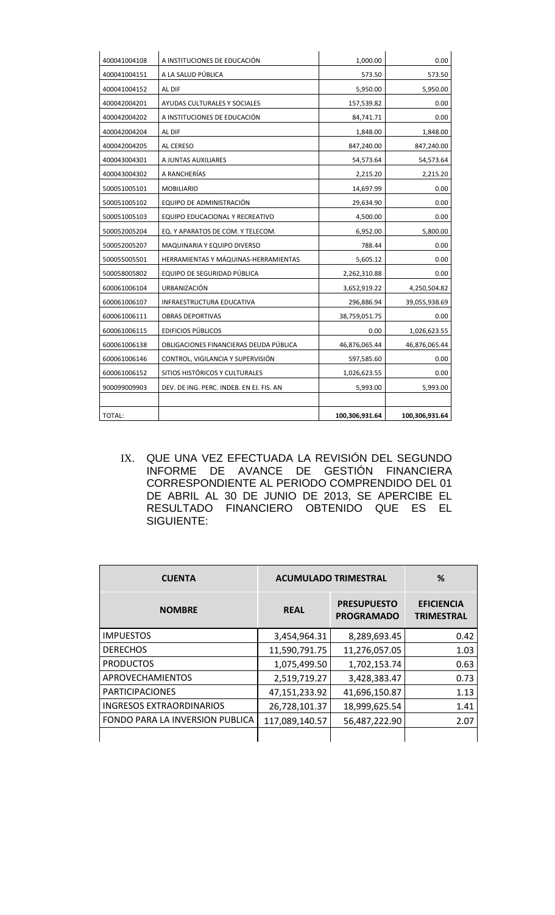| | | | |
|---|---|---|---|
| 400041004108 | A INSTITUCIONES DE EDUCACIÓN | 1,000.00 | 0.00 |
| 400041004151 | A LA SALUD PÚBLICA | 573.50 | 573.50 |
| 400041004152 | AL DIF | 5,950.00 | 5,950.00 |
| 400042004201 | AYUDAS CULTURALES Y SOCIALES | 157,539.82 | 0.00 |
| 400042004202 | A INSTITUCIONES DE EDUCACIÓN | 84,741.71 | 0.00 |
| 400042004204 | AL DIF | 1,848.00 | 1,848.00 |
| 400042004205 | AL CERESO | 847,240.00 | 847,240.00 |
| 400043004301 | A JUNTAS AUXILIARES | 54,573.64 | 54,573.64 |
| 400043004302 | A RANCHERÍAS | 2,215.20 | 2,215.20 |
| 500051005101 | MOBILIARIO | 14,697.99 | 0.00 |
| 500051005102 | EQUIPO DE ADMINISTRACIÓN | 29,634.90 | 0.00 |
| 500051005103 | EQUIPO EDUCACIONAL Y RECREATIVO | 4,500.00 | 0.00 |
| 500052005204 | EQ. Y APARATOS DE COM. Y TELECOM. | 6,952.00 | 5,800.00 |
| 500052005207 | MAQUINARIA Y EQUIPO DIVERSO | 788.44 | 0.00 |
| 500055005501 | HERRAMIENTAS Y MÁQUINAS-HERRAMIENTAS | 5,605.12 | 0.00 |
| 500058005802 | EQUIPO DE SEGURIDAD PÚBLICA | 2,262,310.88 | 0.00 |
| 600061006104 | URBANIZACIÓN | 3,652,919.22 | 4,250,504.82 |
| 600061006107 | INFRAESTRUCTURA EDUCATIVA | 296,886.94 | 39,055,938.69 |
| 600061006111 | OBRAS DEPORTIVAS | 38,759,051.75 | 0.00 |
| 600061006115 | EDIFICIOS PÚBLICOS | 0.00 | 1,026,623.55 |
| 600061006138 | OBLIGACIONES FINANCIERAS DEUDA PÚBLICA | 46,876,065.44 | 46,876,065.44 |
| 600061006146 | CONTROL, VIGILANCIA Y SUPERVISIÓN | 597,585.60 | 0.00 |
| 600061006152 | SITIOS HISTÓRICOS Y CULTURALES | 1,026,623.55 | 0.00 |
| 900099009903 | DEV. DE ING. PERC. INDEB. EN EJ. FIS. AN | 5,993.00 | 5,993.00 |
| | | | |
| TOTAL: | | **100,306,931.64** | **100,306,931.64** |

IX. QUE UNA VEZ EFECTUADA LA REVISIÓN DEL SEGUNDO INFORME DE AVANCE DE GESTIÓN FINANCIERA CORRESPONDIENTE AL PERIODO COMPRENDIDO DEL 01 DE ABRIL AL 30 DE JUNIO DE 2013, SE APERCIBE EL RESULTADO FINANCIERO OBTENIDO QUE ES EL SIGUIENTE:

| **CUENTA** | **ACUMULADO TRIMESTRAL** | | **%** |
|---|---|---|---|
| **NOMBRE** | **REAL** | **PRESUPUESTO PROGRAMADO** | **EFICIENCIA TRIMESTRAL** |
| IMPUESTOS | 3,454,964.31 | 8,289,693.45 | 0.42 |
| DERECHOS | 11,590,791.75 | 11,276,057.05 | 1.03 |
| PRODUCTOS | 1,075,499.50 | 1,702,153.74 | 0.63 |
| APROVECHAMIENTOS | 2,519,719.27 | 3,428,383.47 | 0.73 |
| PARTICIPACIONES | 47,151,233.92 | 41,696,150.87 | 1.13 |
| INGRESOS EXTRAORDINARIOS | 26,728,101.37 | 18,999,625.54 | 1.41 |
| FONDO PARA LA INVERSION PUBLICA | 117,089,140.57 | 56,487,222.90 | 2.07 |
| | | | |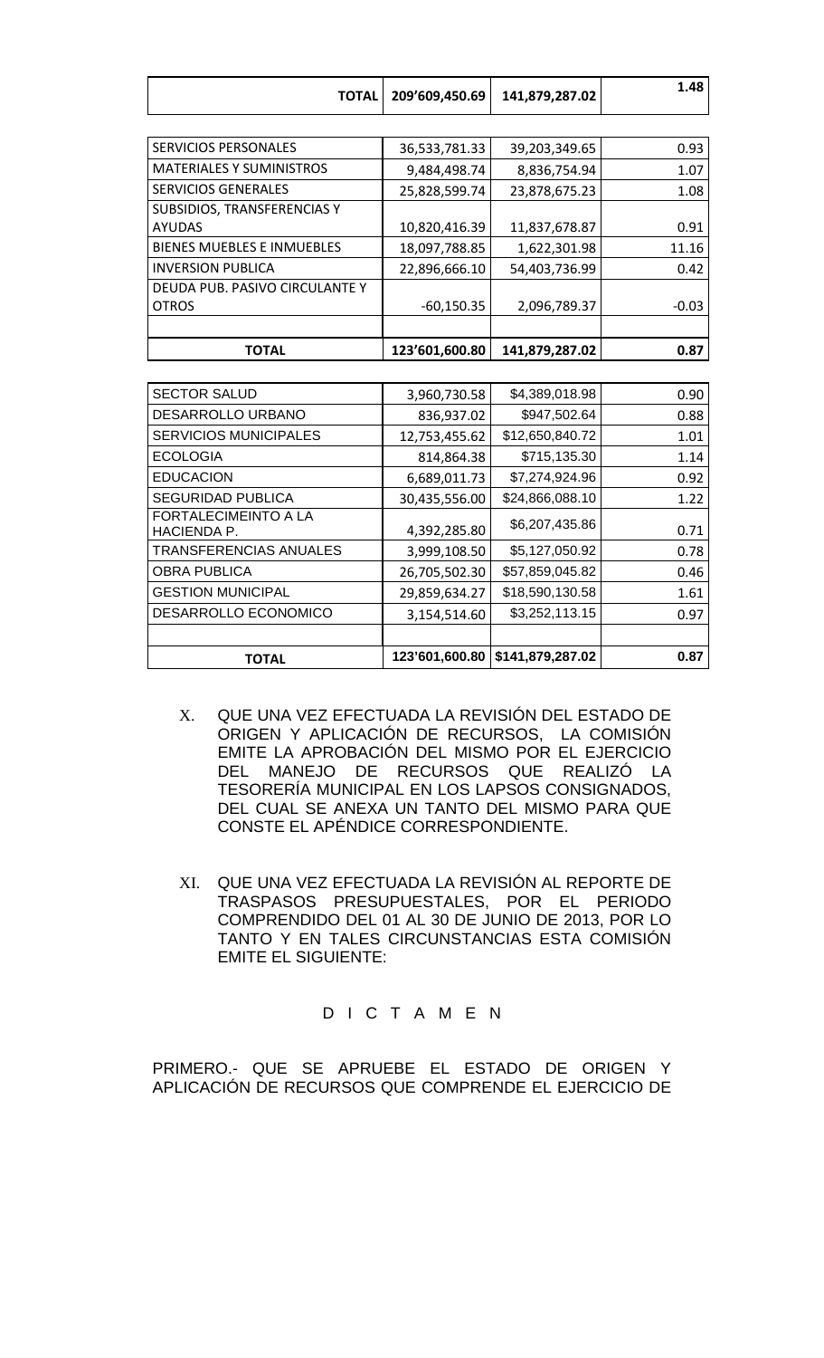| TOTAL | 209'609,450.69 | 141,879,287.02 | 1.48 |
|---|---|---|---|

| SERVICIOS PERSONALES | 36,533,781.33 | 39,203,349.65 | 0.93 |
|---|---|---|---|
| MATERIALES Y SUMINISTROS | 9,484,498.74 | 8,836,754.94 | 1.07 |
| SERVICIOS GENERALES | 25,828,599.74 | 23,878,675.23 | 1.08 |
| SUBSIDIOS, TRANSFERENCIAS Y AYUDAS | 10,820,416.39 | 11,837,678.87 | 0.91 |
| BIENES MUEBLES E INMUEBLES | 18,097,788.85 | 1,622,301.98 | 11.16 |
| INVERSION PUBLICA | 22,896,666.10 | 54,403,736.99 | 0.42 |
| DEUDA PUB. PASIVO CIRCULANTE Y OTROS | -60,150.35 | 2,096,789.37 | -0.03 |
| | | | |
| **TOTAL** | **123'601,600.80** | **141,879,287.02** | **0.87** |

| SECTOR SALUD | 3,960,730.58 | $4,389,018.98 | 0.90 |
|---|---|---|---|
| DESARROLLO URBANO | 836,937.02 | $947,502.64 | 0.88 |
| SERVICIOS MUNICIPALES | 12,753,455.62 | $12,650,840.72 | 1.01 |
| ECOLOGIA | 814,864.38 | $715,135.30 | 1.14 |
| EDUCACION | 6,689,011.73 | $7,274,924.96 | 0.92 |
| SEGURIDAD PUBLICA | 30,435,556.00 | $24,866,088.10 | 1.22 |
| FORTALECIMEINTO A LA HACIENDA P. | 4,392,285.80 | $6,207,435.86 | 0.71 |
| TRANSFERENCIAS ANUALES | 3,999,108.50 | $5,127,050.92 | 0.78 |
| OBRA PUBLICA | 26,705,502.30 | $57,859,045.82 | 0.46 |
| GESTION MUNICIPAL | 29,859,634.27 | $18,590,130.58 | 1.61 |
| DESARROLLO ECONOMICO | 3,154,514.60 | $3,252,113.15 | 0.97 |
| | | | |
| **TOTAL** | **123'601,600.80** | **$141,879,287.02** | **0.87** |

X. QUE UNA VEZ EFECTUADA LA REVISIÓN DEL ESTADO DE ORIGEN Y APLICACIÓN DE RECURSOS, LA COMISIÓN EMITE LA APROBACIÓN DEL MISMO POR EL EJERCICIO DEL MANEJO DE RECURSOS QUE REALIZÓ LA TESORERÍA MUNICIPAL EN LOS LAPSOS CONSIGNADOS, DEL CUAL SE ANEXA UN TANTO DEL MISMO PARA QUE CONSTE EL APÉNDICE CORRESPONDIENTE.

XI. QUE UNA VEZ EFECTUADA LA REVISIÓN AL REPORTE DE TRASPASOS PRESUPUESTALES, POR EL PERIODO COMPRENDIDO DEL 01 AL 30 DE JUNIO DE 2013, POR LO TANTO Y EN TALES CIRCUNSTANCIAS ESTA COMISIÓN EMITE EL SIGUIENTE:

D I C T A M E N

PRIMERO.- QUE SE APRUEBE EL ESTADO DE ORIGEN Y APLICACIÓN DE RECURSOS QUE COMPRENDE EL EJERCICIO DE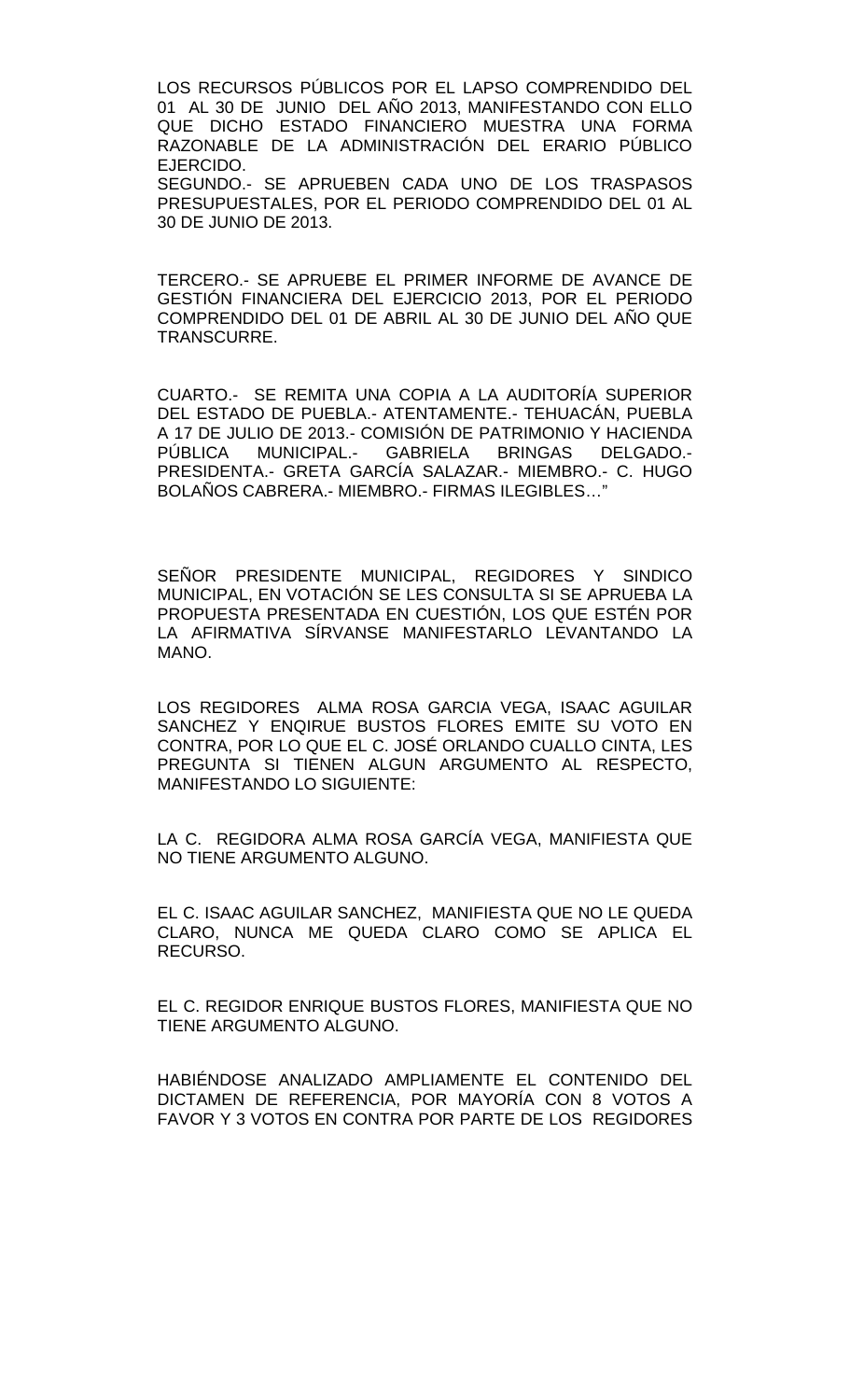LOS RECURSOS PÚBLICOS POR EL LAPSO COMPRENDIDO DEL 01 AL 30 DE JUNIO DEL AÑO 2013, MANIFESTANDO CON ELLO QUE DICHO ESTADO FINANCIERO MUESTRA UNA FORMA RAZONABLE DE LA ADMINISTRACIÓN DEL ERARIO PÚBLICO EJERCIDO.

SEGUNDO.- SE APRUEBEN CADA UNO DE LOS TRASPASOS PRESUPUESTALES, POR EL PERIODO COMPRENDIDO DEL 01 AL 30 DE JUNIO DE 2013.

TERCERO.- SE APRUEBE EL PRIMER INFORME DE AVANCE DE GESTIÓN FINANCIERA DEL EJERCICIO 2013, POR EL PERIODO COMPRENDIDO DEL 01 DE ABRIL AL 30 DE JUNIO DEL AÑO QUE TRANSCURRE.

CUARTO.- SE REMITA UNA COPIA A LA AUDITORÍA SUPERIOR DEL ESTADO DE PUEBLA.- ATENTAMENTE.- TEHUACÁN, PUEBLA A 17 DE JULIO DE 2013.- COMISIÓN DE PATRIMONIO Y HACIENDA PÚBLICA MUNICIPAL.- GABRIELA BRINGAS DELGADO.- PRESIDENTA.- GRETA GARCÍA SALAZAR.- MIEMBRO.- C. HUGO BOLAÑOS CABRERA.- MIEMBRO.- FIRMAS ILEGIBLES…"

SEÑOR PRESIDENTE MUNICIPAL, REGIDORES Y SINDICO MUNICIPAL, EN VOTACIÓN SE LES CONSULTA SI SE APRUEBA LA PROPUESTA PRESENTADA EN CUESTIÓN, LOS QUE ESTÉN POR LA AFIRMATIVA SÍRVANSE MANIFESTARLO LEVANTANDO LA MANO.

LOS REGIDORES ALMA ROSA GARCIA VEGA, ISAAC AGUILAR SANCHEZ Y ENQIRUE BUSTOS FLORES EMITE SU VOTO EN CONTRA, POR LO QUE EL C. JOSÉ ORLANDO CUALLO CINTA, LES PREGUNTA SI TIENEN ALGUN ARGUMENTO AL RESPECTO, MANIFESTANDO LO SIGUIENTE:

LA C. REGIDORA ALMA ROSA GARCÍA VEGA, MANIFIESTA QUE NO TIENE ARGUMENTO ALGUNO.

EL C. ISAAC AGUILAR SANCHEZ, MANIFIESTA QUE NO LE QUEDA CLARO, NUNCA ME QUEDA CLARO COMO SE APLICA EL RECURSO.

EL C. REGIDOR ENRIQUE BUSTOS FLORES, MANIFIESTA QUE NO TIENE ARGUMENTO ALGUNO.

HABIÉNDOSE ANALIZADO AMPLIAMENTE EL CONTENIDO DEL DICTAMEN DE REFERENCIA, POR MAYORÍA CON 8 VOTOS A FAVOR Y 3 VOTOS EN CONTRA POR PARTE DE LOS REGIDORES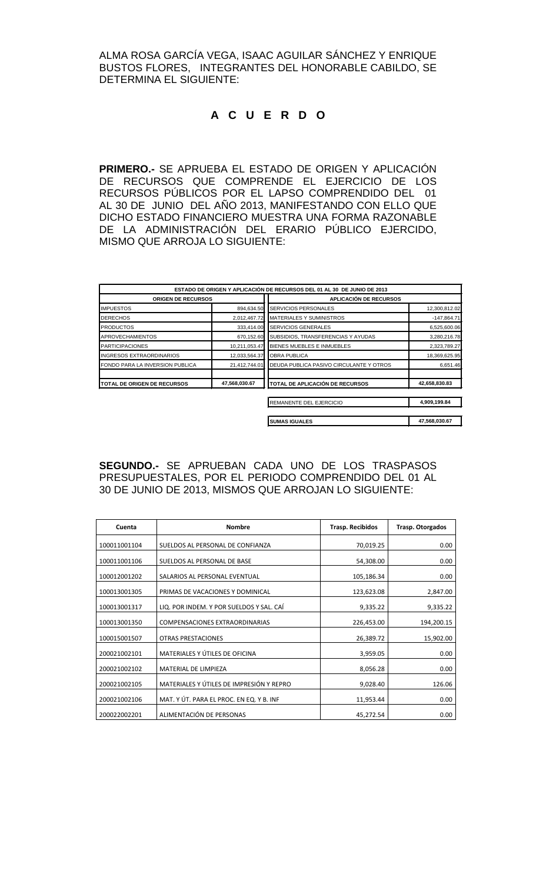ALMA ROSA GARCÍA VEGA, ISAAC AGUILAR SÁNCHEZ Y ENRIQUE BUSTOS FLORES, INTEGRANTES DEL HONORABLE CABILDO, SE DETERMINA EL SIGUIENTE:

# A C U E R D O

**PRIMERO.-** SE APRUEBA EL ESTADO DE ORIGEN Y APLICACIÓN DE RECURSOS QUE COMPRENDE EL EJERCICIO DE LOS RECURSOS PÚBLICOS POR EL LAPSO COMPRENDIDO DEL 01 AL 30 DE JUNIO DEL AÑO 2013, MANIFESTANDO CON ELLO QUE DICHO ESTADO FINANCIERO MUESTRA UNA FORMA RAZONABLE DE LA ADMINISTRACIÓN DEL ERARIO PÚBLICO EJERCIDO, MISMO QUE ARROJA LO SIGUIENTE:

| ESTADO DE ORIGEN Y APLICACIÓN DE RECURSOS DEL 01 AL 30 DE JUNIO DE 2013 | | | |
|---|---|---|---|
| **ORIGEN DE RECURSOS** | | **APLICACIÓN DE RECURSOS** | |
| IMPUESTOS | 894,634.50 | SERVICIOS PERSONALES | 12,300,812.02 |
| DERECHOS | 2,012,467.72 | MATERIALES Y SUMINISTROS | -147,864.71 |
| PRODUCTOS | 333,414.00 | SERVICIOS GENERALES | 6,525,600.06 |
| APROVECHAMIENTOS | 670,152.60 | SUBSIDIOS, TRANSFERENCIAS Y AYUDAS | 3,280,216.78 |
| PARTICIPACIONES | 10,211,053.47 | BIENES MUEBLES E INMUEBLES | 2,323,789.27 |
| INGRESOS EXTRAORDINARIOS | 12,033,564.37 | OBRA PUBLICA | 18,369,625.95 |
| FONDO PARA LA INVERSION PUBLICA | 21,412,744.01 | DEUDA PUBLICA PASIVO CIRCULANTE Y OTROS | 6,651.46 |
| | | | |
| **TOTAL DE ORIGEN DE RECURSOS** | **47,568,030.67** | **TOTAL DE APLICACIÓN DE RECURSOS** | **42,658,830.83** |
| | | REMANENTE DEL EJERCICIO | **4,909,199.84** |
| | | **SUMAS IGUALES** | **47,568,030.67** |

**SEGUNDO.-** SE APRUEBAN CADA UNO DE LOS TRASPASOS PRESUPUESTALES, POR EL PERIODO COMPRENDIDO DEL 01 AL 30 DE JUNIO DE 2013, MISMOS QUE ARROJAN LO SIGUIENTE:

| Cuenta | Nombre | Trasp. Recibidos | Trasp. Otorgados |
|---|---|---|---|
| 100011001104 | SUELDOS AL PERSONAL DE CONFIANZA | 70,019.25 | 0.00 |
| 100011001106 | SUELDOS AL PERSONAL DE BASE | 54,308.00 | 0.00 |
| 100012001202 | SALARIOS AL PERSONAL EVENTUAL | 105,186.34 | 0.00 |
| 100013001305 | PRIMAS DE VACACIONES Y DOMINICAL | 123,623.08 | 2,847.00 |
| 100013001317 | LIQ. POR INDEM. Y POR SUELDOS Y SAL. CAÍ | 9,335.22 | 9,335.22 |
| 100013001350 | COMPENSACIONES EXTRAORDINARIAS | 226,453.00 | 194,200.15 |
| 100015001507 | OTRAS PRESTACIONES | 26,389.72 | 15,902.00 |
| 200021002101 | MATERIALES Y ÚTILES DE OFICINA | 3,959.05 | 0.00 |
| 200021002102 | MATERIAL DE LIMPIEZA | 8,056.28 | 0.00 |
| 200021002105 | MATERIALES Y ÚTILES DE IMPRESIÓN Y REPRO | 9,028.40 | 126.06 |
| 200021002106 | MAT. Y ÚT. PARA EL PROC. EN EQ. Y B. INF | 11,953.44 | 0.00 |
| 200022002201 | ALIMENTACIÓN DE PERSONAS | 45,272.54 | 0.00 |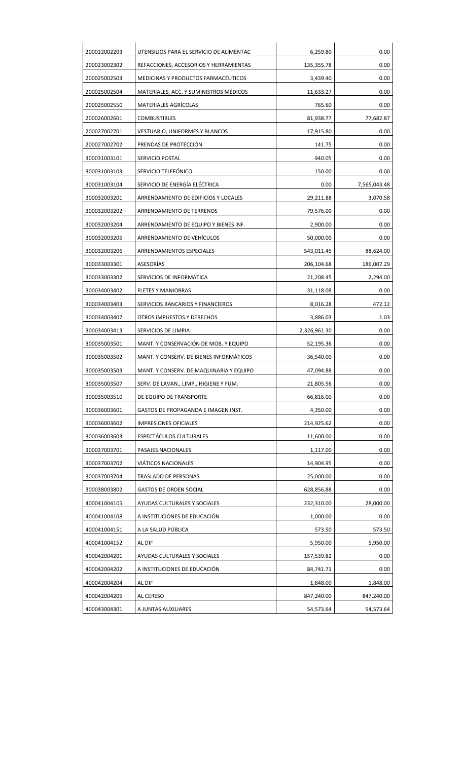| | | | |
|---|---|---|---|
| 200022002203 | UTENSILIOS PARA EL SERVICIO DE ALIMENTAC | 6,259.80 | 0.00 |
| 200023002302 | REFACCIONES, ACCESORIOS Y HERRAMIENTAS | 135,355.78 | 0.00 |
| 200025002503 | MEDICINAS Y PRODUCTOS FARMACÉUTICOS | 3,439.40 | 0.00 |
| 200025002504 | MATERIALES, ACC. Y SUMINISTROS MÉDICOS | 11,633.27 | 0.00 |
| 200025002550 | MATERIALES AGRÍCOLAS | 765.60 | 0.00 |
| 200026002601 | COMBUSTIBLES | 81,938.77 | 77,682.87 |
| 200027002701 | VESTUARIO, UNIFORMES Y BLANCOS | 17,915.80 | 0.00 |
| 200027002702 | PRENDAS DE PROTECCIÓN | 141.75 | 0.00 |
| 300031003101 | SERVICIO POSTAL | 940.05 | 0.00 |
| 300031003103 | SERVICIO TELEFÓNICO | 150.00 | 0.00 |
| 300031003104 | SERVICIO DE ENERGÍA ELÉCTRICA | 0.00 | 7,565,043.48 |
| 300032003201 | ARRENDAMIENTO DE EDIFICIOS Y LOCALES | 29,211.88 | 3,070.58 |
| 300032003202 | ARRENDAMIENTO DE TERRENOS | 79,576.00 | 0.00 |
| 300032003204 | ARRENDAMIENTO DE EQUIPO Y BIENES INF. | 2,900.00 | 0.00 |
| 300032003205 | ARRENDAMIENTO DE VEHÍCULOS | 50,000.00 | 0.00 |
| 300032003206 | ARRENDAMIENTOS ESPECIALES | 543,011.45 | 88,624.00 |
| 300033003301 | ASESORÍAS | 206,104.68 | 186,007.29 |
| 300033003302 | SERVICIOS DE INFORMÁTICA | 21,208.45 | 2,294.00 |
| 300034003402 | FLETES Y MANIOBRAS | 31,118.08 | 0.00 |
| 300034003403 | SERVICIOS BANCARIOS Y FINANCIEROS | 8,016.28 | 472.12 |
| 300034003407 | OTROS IMPUESTOS Y DERECHOS | 3,886.03 | 1.03 |
| 300034003413 | SERVICIOS DE LIMPIA | 2,326,961.30 | 0.00 |
| 300035003501 | MANT. Y CONSERVACIÓN DE MOB. Y EQUIPO | 52,195.36 | 0.00 |
| 300035003502 | MANT. Y CONSERV. DE BIENES INFORMÁTICOS | 36,540.00 | 0.00 |
| 300035003503 | MANT. Y CONSERV. DE MAQUINARIA Y EQUIPO | 47,094.88 | 0.00 |
| 300035003507 | SERV. DE LAVAN., LIMP., HIGIENE Y FUM. | 21,805.56 | 0.00 |
| 300035003510 | DE EQUIPO DE TRANSPORTE | 66,816.00 | 0.00 |
| 300036003601 | GASTOS DE PROPAGANDA E IMAGEN INST. | 4,350.00 | 0.00 |
| 300036003602 | IMPRESIONES OFICIALES | 214,925.62 | 0.00 |
| 300036003603 | ESPECTÁCULOS CULTURALES | 11,600.00 | 0.00 |
| 300037003701 | PASAJES NACIONALES | 1,117.00 | 0.00 |
| 300037003702 | VIÁTICOS NACIONALES | 14,904.95 | 0.00 |
| 300037003704 | TRASLADO DE PERSONAS | 25,000.00 | 0.00 |
| 300038003802 | GASTOS DE ORDEN SOCIAL | 628,856.88 | 0.00 |
| 400041004105 | AYUDAS CULTURALES Y SOCIALES | 232,310.00 | 28,000.00 |
| 400041004108 | A INSTITUCIONES DE EDUCACIÓN | 1,000.00 | 0.00 |
| 400041004151 | A LA SALUD PÚBLICA | 573.50 | 573.50 |
| 400041004152 | AL DIF | 5,950.00 | 5,950.00 |
| 400042004201 | AYUDAS CULTURALES Y SOCIALES | 157,539.82 | 0.00 |
| 400042004202 | A INSTITUCIONES DE EDUCACIÓN | 84,741.71 | 0.00 |
| 400042004204 | AL DIF | 1,848.00 | 1,848.00 |
| 400042004205 | AL CERESO | 847,240.00 | 847,240.00 |
| 400043004301 | A JUNTAS AUXILIARES | 54,573.64 | 54,573.64 |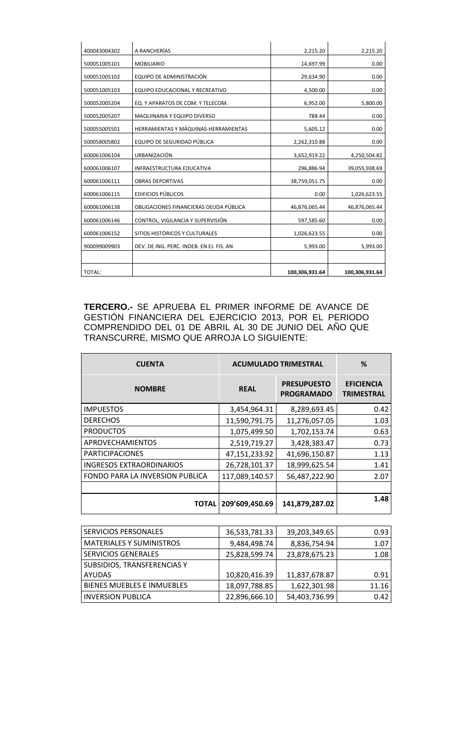| | | | |
|---|---|---|---|
| 400043004302 | A RANCHERÍAS | 2,215.20 | 2,215.20 |
| 500051005101 | MOBILIARIO | 14,697.99 | 0.00 |
| 500051005102 | EQUIPO DE ADMINISTRACIÓN | 29,634.90 | 0.00 |
| 500051005103 | EQUIPO EDUCACIONAL Y RECREATIVO | 4,500.00 | 0.00 |
| 500052005204 | EQ. Y APARATOS DE COM. Y TELECOM. | 6,952.00 | 5,800.00 |
| 500052005207 | MAQUINARIA Y EQUIPO DIVERSO | 788.44 | 0.00 |
| 500055005501 | HERRAMIENTAS Y MÁQUINAS-HERRAMIENTAS | 5,605.12 | 0.00 |
| 500058005802 | EQUIPO DE SEGURIDAD PÚBLICA | 2,262,310.88 | 0.00 |
| 600061006104 | URBANIZACIÓN | 3,652,919.22 | 4,250,504.82 |
| 600061006107 | INFRAESTRUCTURA EDUCATIVA | 296,886.94 | 39,055,938.69 |
| 600061006111 | OBRAS DEPORTIVAS | 38,759,051.75 | 0.00 |
| 600061006115 | EDIFICIOS PÚBLICOS | 0.00 | 1,026,623.55 |
| 600061006138 | OBLIGACIONES FINANCIERAS DEUDA PÚBLICA | 46,876,065.44 | 46,876,065.44 |
| 600061006146 | CONTROL, VIGILANCIA Y SUPERVISIÓN | 597,585.60 | 0.00 |
| 600061006152 | SITIOS HISTÓRICOS Y CULTURALES | 1,026,623.55 | 0.00 |
| 900099009903 | DEV. DE ING. PERC. INDEB. EN EJ. FIS. AN | 5,993.00 | 5,993.00 |
| | | | |
| TOTAL: | | 100,306,931.64 | 100,306,931.64 |

**TERCERO.-** SE APRUEBA EL PRIMER INFORME DE AVANCE DE GESTIÓN FINANCIERA DEL EJERCICIO 2013, POR EL PERIODO COMPRENDIDO DEL 01 DE ABRIL AL 30 DE JUNIO DEL AÑO QUE TRANSCURRE, MISMO QUE ARROJA LO SIGUIENTE:

| CUENTA | ACUMULADO TRIMESTRAL | | % |
|---|---|---|---|
| **NOMBRE** | **REAL** | **PRESUPUESTO PROGRAMADO** | **EFICIENCIA TRIMESTRAL** |
| IMPUESTOS | 3,454,964.31 | 8,289,693.45 | 0.42 |
| DERECHOS | 11,590,791.75 | 11,276,057.05 | 1.03 |
| PRODUCTOS | 1,075,499.50 | 1,702,153.74 | 0.63 |
| APROVECHAMIENTOS | 2,519,719.27 | 3,428,383.47 | 0.73 |
| PARTICIPACIONES | 47,151,233.92 | 41,696,150.87 | 1.13 |
| INGRESOS EXTRAORDINARIOS | 26,728,101.37 | 18,999,625.54 | 1.41 |
| FONDO PARA LA INVERSION PUBLICA | 117,089,140.57 | 56,487,222.90 | 2.07 |
| | | | |
| **TOTAL** | 209'609,450.69 | 141,879,287.02 | **1.48** |

| | | | |
|---|---|---|---|
| SERVICIOS PERSONALES | 36,533,781.33 | 39,203,349.65 | 0.93 |
| MATERIALES Y SUMINISTROS | 9,484,498.74 | 8,836,754.94 | 1.07 |
| SERVICIOS GENERALES | 25,828,599.74 | 23,878,675.23 | 1.08 |
| SUBSIDIOS, TRANSFERENCIAS Y AYUDAS | 10,820,416.39 | 11,837,678.87 | 0.91 |
| BIENES MUEBLES E INMUEBLES | 18,097,788.85 | 1,622,301.98 | 11.16 |
| INVERSION PUBLICA | 22,896,666.10 | 54,403,736.99 | 0.42 |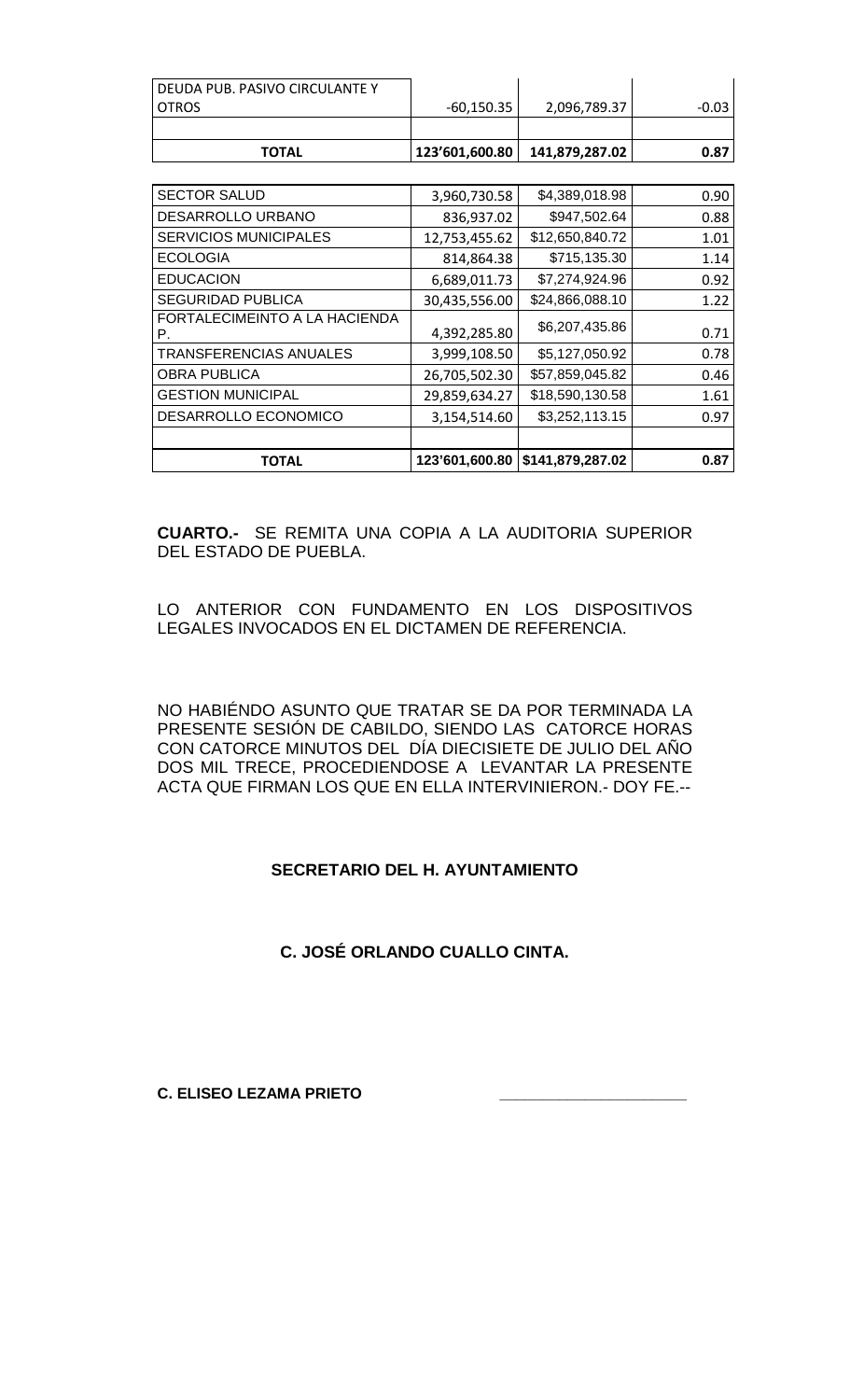| DEUDA PUB. PASIVO CIRCULANTE Y OTROS | -60,150.35 | 2,096,789.37 | -0.03 |
|---|---|---|---|
| | | | |
| **TOTAL** | **123'601,600.80** | **141,879,287.02** | **0.87** |

| SECTOR SALUD | 3,960,730.58 | $4,389,018.98 | 0.90 |
|---|---|---|---|
| DESARROLLO URBANO | 836,937.02 | $947,502.64 | 0.88 |
| SERVICIOS MUNICIPALES | 12,753,455.62 | $12,650,840.72 | 1.01 |
| ECOLOGIA | 814,864.38 | $715,135.30 | 1.14 |
| EDUCACION | 6,689,011.73 | $7,274,924.96 | 0.92 |
| SEGURIDAD PUBLICA | 30,435,556.00 | $24,866,088.10 | 1.22 |
| FORTALECIMEINTO A LA HACIENDA P. | 4,392,285.80 | $6,207,435.86 | 0.71 |
| TRANSFERENCIAS ANUALES | 3,999,108.50 | $5,127,050.92 | 0.78 |
| OBRA PUBLICA | 26,705,502.30 | $57,859,045.82 | 0.46 |
| GESTION MUNICIPAL | 29,859,634.27 | $18,590,130.58 | 1.61 |
| DESARROLLO ECONOMICO | 3,154,514.60 | $3,252,113.15 | 0.97 |
| | | | |
| **TOTAL** | **123'601,600.80** | **$141,879,287.02** | **0.87** |

**CUARTO.-** SE REMITA UNA COPIA A LA AUDITORIA SUPERIOR DEL ESTADO DE PUEBLA.

LO ANTERIOR CON FUNDAMENTO EN LOS DISPOSITIVOS LEGALES INVOCADOS EN EL DICTAMEN DE REFERENCIA.

NO HABIÉNDO ASUNTO QUE TRATAR SE DA POR TERMINADA LA PRESENTE SESIÓN DE CABILDO, SIENDO LAS CATORCE HORAS CON CATORCE MINUTOS DEL DÍA DIECISIETE DE JULIO DEL AÑO DOS MIL TRECE, PROCEDIENDOSE A LEVANTAR LA PRESENTE ACTA QUE FIRMAN LOS QUE EN ELLA INTERVINIERON.- DOY FE.--

**SECRETARIO DEL H. AYUNTAMIENTO**

**C. JOSÉ ORLANDO CUALLO CINTA.**

**C. ELISEO LEZAMA PRIETO** \_\_\_\_\_\_\_\_\_\_\_\_\_\_\_\_\_\_\_\_\_\_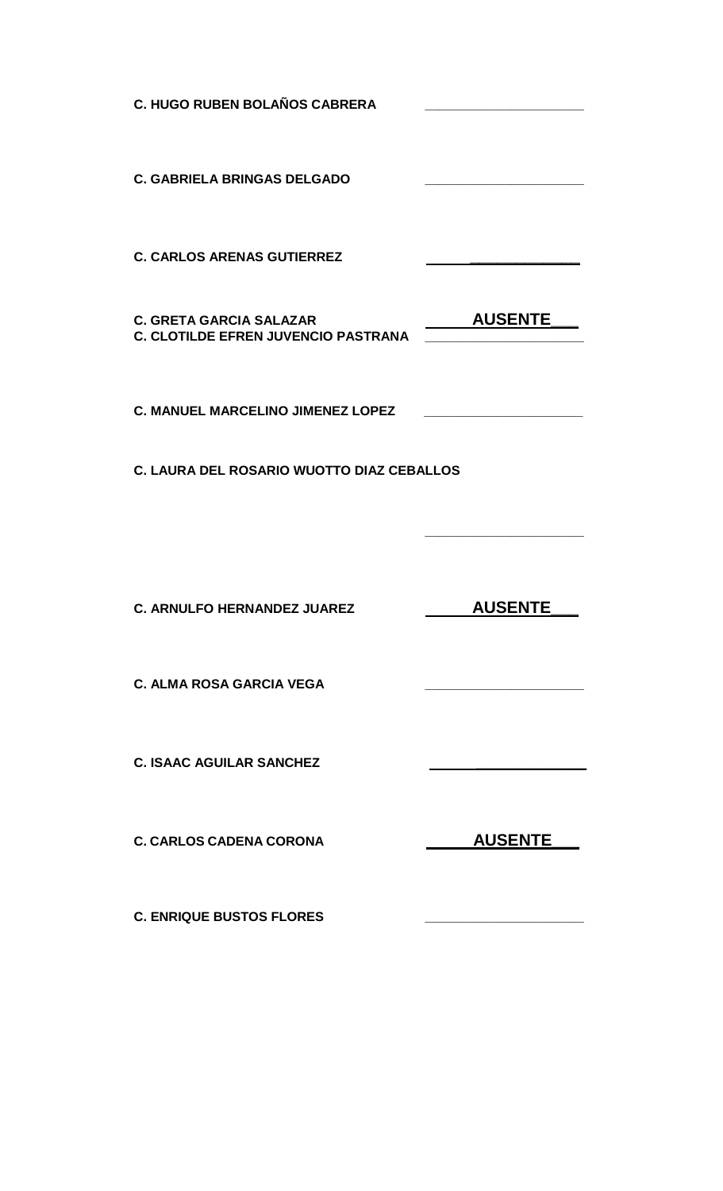**C. HUGO RUBEN BOLAÑOS CABRERA** \_\_\_\_\_\_\_\_\_\_\_\_\_\_\_\_\_\_\_\_

**C. GABRIELA BRINGAS DELGADO** \_\_\_\_\_\_\_\_\_\_\_\_\_\_\_\_\_\_\_\_

**C. CARLOS ARENAS GUTIERREZ** \_\_\_\_\_\_\_\_\_\_\_\_\_\_\_\_\_\_\_\_

**C. GRETA GARCIA SALAZAR** **\_\_\_\_\_\_AUSENTE\_\_\_**

**C. CLOTILDE EFREN JUVENCIO PASTRANA** \_\_\_\_\_\_\_\_\_\_\_\_\_\_\_\_\_\_\_\_

**C. MANUEL MARCELINO JIMENEZ LOPEZ** \_\_\_\_\_\_\_\_\_\_\_\_\_\_\_\_\_\_\_\_

**C. LAURA DEL ROSARIO WUOTTO DIAZ CEBALLOS**

\_\_\_\_\_\_\_\_\_\_\_\_\_\_\_\_\_\_\_\_

**C. ARNULFO HERNANDEZ JUAREZ** **\_\_\_\_\_\_AUSENTE\_\_\_**

**C. ALMA ROSA GARCIA VEGA** \_\_\_\_\_\_\_\_\_\_\_\_\_\_\_\_\_\_\_\_

**C. ISAAC AGUILAR SANCHEZ** \_\_\_\_\_\_\_\_\_\_\_\_\_\_\_\_\_\_\_\_

**C. CARLOS CADENA CORONA** **\_\_\_\_\_\_AUSENTE\_\_\_**

**C. ENRIQUE BUSTOS FLORES** \_\_\_\_\_\_\_\_\_\_\_\_\_\_\_\_\_\_\_\_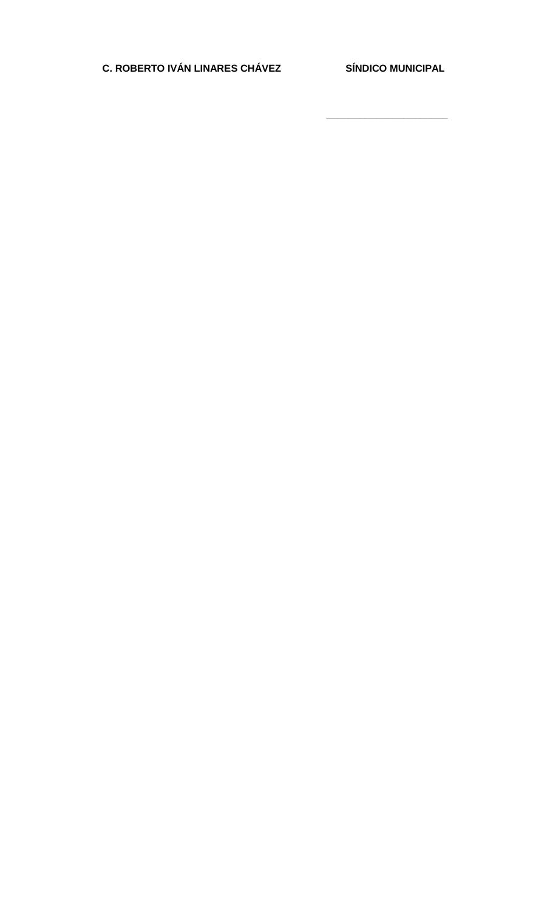**C. ROBERTO IVÁN LINARES CHÁVEZ** **SÍNDICO MUNICIPAL**

\_\_\_\_\_\_\_\_\_\_\_\_\_\_\_\_\_\_\_\_\_\_\_\_\_\_